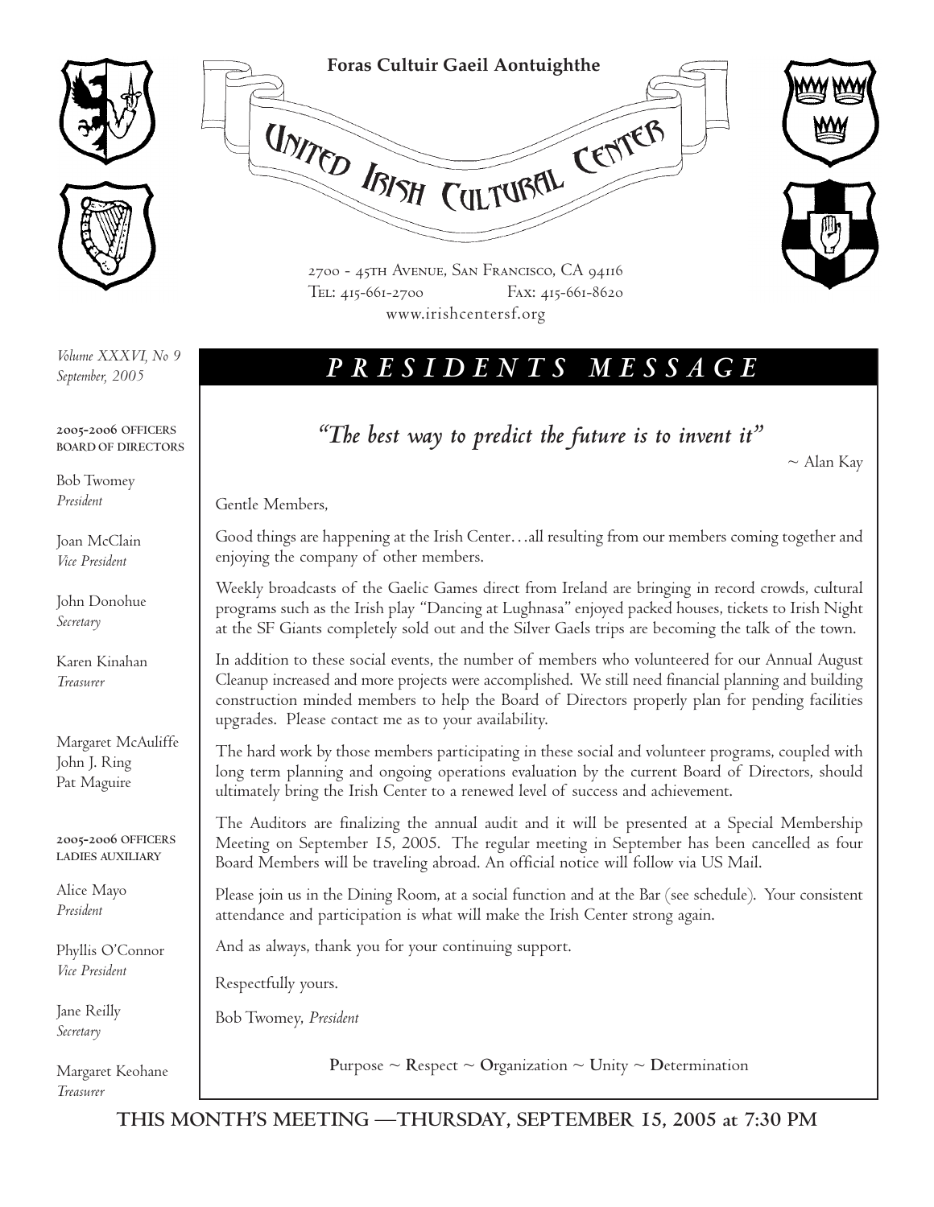**Foras Cultuir Gaeil Aontuighthe**

# United Irish Cultural Center

2700 - 45th Avenue, San Francisco, CA 94116
Tel: 415-661-2700 Fax: 415-661-8620
www.irishcentersf.org

*Volume XXXVI, No 9*
*September, 2005*

**2005-2006 OFFICERS**
**BOARD OF DIRECTORS**

Bob Twomey
*President*

Joan McClain
*Vice President*

John Donohue
*Secretary*

Karen Kinahan
*Treasurer*

Margaret McAuliffe
John J. Ring
Pat Maguire

**2005-2006 OFFICERS**
**LADIES AUXILIARY**

Alice Mayo
*President*

Phyllis O'Connor
*Vice President*

Jane Reilly
*Secretary*

Margaret Keohane
*Treasurer*

## *PRESIDENTS MESSAGE*

*"The best way to predict the future is to invent it"*

~ Alan Kay

Gentle Members,

Good things are happening at the Irish Center…all resulting from our members coming together and enjoying the company of other members.

Weekly broadcasts of the Gaelic Games direct from Ireland are bringing in record crowds, cultural programs such as the Irish play "Dancing at Lughnasa" enjoyed packed houses, tickets to Irish Night at the SF Giants completely sold out and the Silver Gaels trips are becoming the talk of the town.

In addition to these social events, the number of members who volunteered for our Annual August Cleanup increased and more projects were accomplished. We still need financial planning and building construction minded members to help the Board of Directors properly plan for pending facilities upgrades. Please contact me as to your availability.

The hard work by those members participating in these social and volunteer programs, coupled with long term planning and ongoing operations evaluation by the current Board of Directors, should ultimately bring the Irish Center to a renewed level of success and achievement.

The Auditors are finalizing the annual audit and it will be presented at a Special Membership Meeting on September 15, 2005. The regular meeting in September has been cancelled as four Board Members will be traveling abroad. An official notice will follow via US Mail.

Please join us in the Dining Room, at a social function and at the Bar (see schedule). Your consistent attendance and participation is what will make the Irish Center strong again.

And as always, thank you for your continuing support.

Respectfully yours.

Bob Twomey, *President*

**P**urpose ~ **R**espect ~ **O**rganization ~ **U**nity ~ **D**etermination

**THIS MONTH'S MEETING —THURSDAY, SEPTEMBER 15, 2005 at 7:30 PM**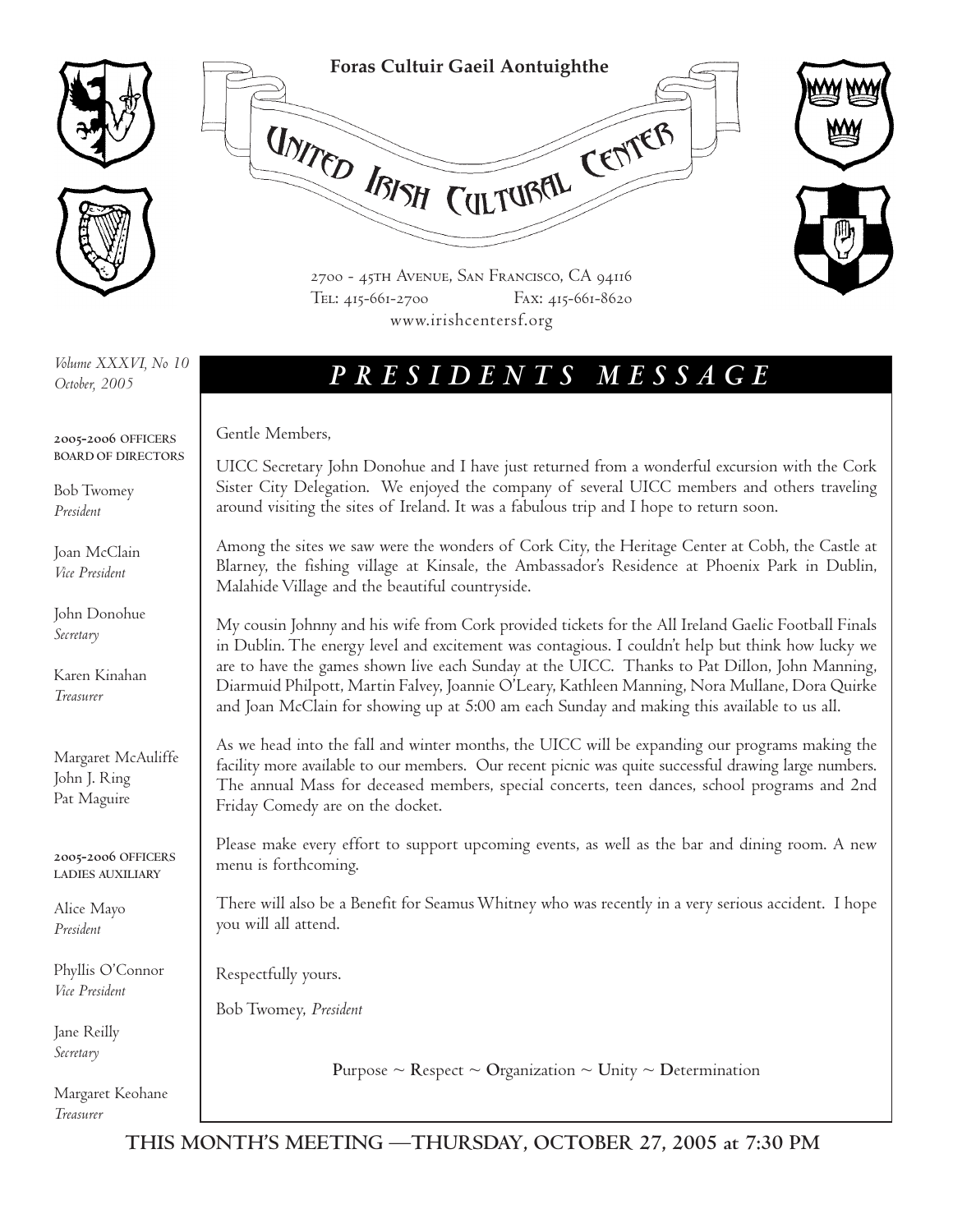**Foras Cultuir Gaeil Aontuighthe**

# United Irish Cultural Center

2700 - 45th Avenue, San Francisco, CA 94116
Tel: 415-661-2700 Fax: 415-661-8620
www.irishcentersf.org

*Volume XXXVI, No 10*
*October, 2005*

**2005-2006 OFFICERS BOARD OF DIRECTORS**

Bob Twomey
*President*

Joan McClain
*Vice President*

John Donohue
*Secretary*

Karen Kinahan
*Treasurer*

Margaret McAuliffe
John J. Ring
Pat Maguire

**2005-2006 OFFICERS LADIES AUXILIARY**

Alice Mayo
*President*

Phyllis O'Connor
*Vice President*

Jane Reilly
*Secretary*

Margaret Keohane
*Treasurer*

## *PRESIDENTS MESSAGE*

Gentle Members,

UICC Secretary John Donohue and I have just returned from a wonderful excursion with the Cork Sister City Delegation. We enjoyed the company of several UICC members and others traveling around visiting the sites of Ireland. It was a fabulous trip and I hope to return soon.

Among the sites we saw were the wonders of Cork City, the Heritage Center at Cobh, the Castle at Blarney, the fishing village at Kinsale, the Ambassador's Residence at Phoenix Park in Dublin, Malahide Village and the beautiful countryside.

My cousin Johnny and his wife from Cork provided tickets for the All Ireland Gaelic Football Finals in Dublin. The energy level and excitement was contagious. I couldn't help but think how lucky we are to have the games shown live each Sunday at the UICC. Thanks to Pat Dillon, John Manning, Diarmuid Philpott, Martin Falvey, Joannie O'Leary, Kathleen Manning, Nora Mullane, Dora Quirke and Joan McClain for showing up at 5:00 am each Sunday and making this available to us all.

As we head into the fall and winter months, the UICC will be expanding our programs making the facility more available to our members. Our recent picnic was quite successful drawing large numbers. The annual Mass for deceased members, special concerts, teen dances, school programs and 2nd Friday Comedy are on the docket.

Please make every effort to support upcoming events, as well as the bar and dining room. A new menu is forthcoming.

There will also be a Benefit for Seamus Whitney who was recently in a very serious accident. I hope you will all attend.

Respectfully yours.

Bob Twomey, *President*

**P**urpose ~ **R**espect ~ **O**rganization ~ **U**nity ~ **D**etermination

**THIS MONTH'S MEETING —THURSDAY, OCTOBER 27, 2005 at 7:30 PM**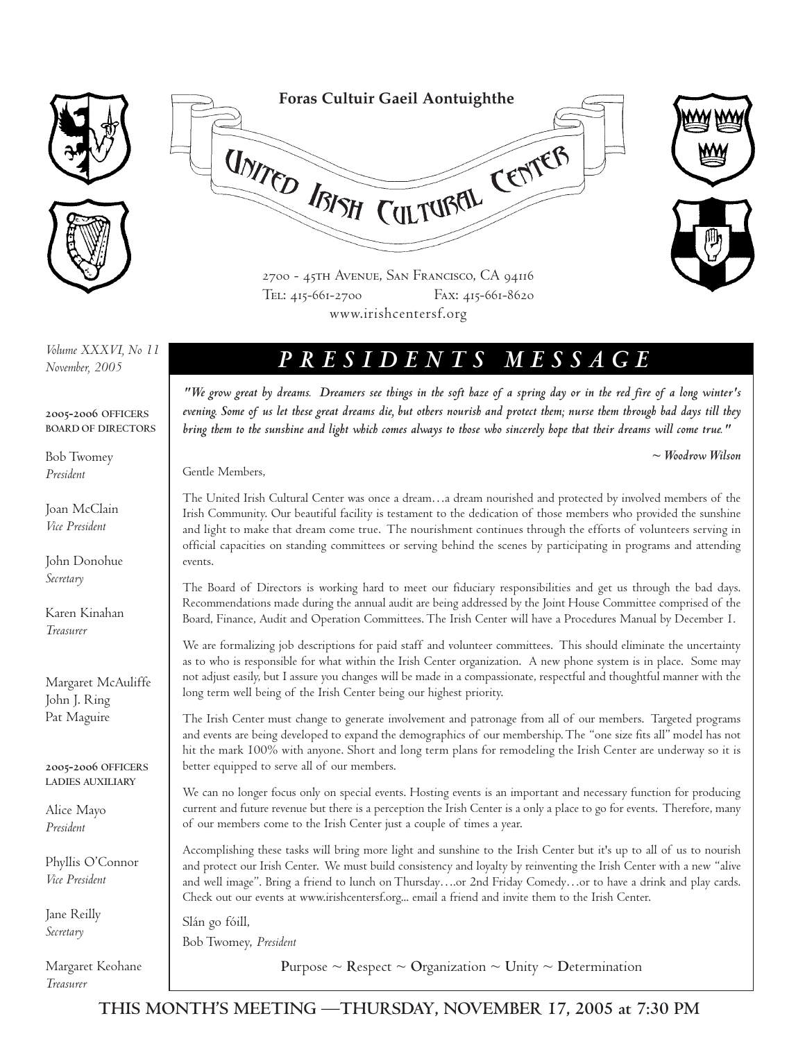**Foras Cultuir Gaeil Aontuighthe**

# UNITED IRISH CULTURAL CENTER

2700 - 45TH AVENUE, SAN FRANCISCO, CA 94116
TEL: 415-661-2700 FAX: 415-661-8620
www.irishcentersf.org

*Volume XXXVI, No 11*
*November, 2005*

**2005-2006 OFFICERS**
**BOARD OF DIRECTORS**

Bob Twomey
*President*

Joan McClain
*Vice President*

John Donohue
*Secretary*

Karen Kinahan
*Treasurer*

Margaret McAuliffe
John J. Ring
Pat Maguire

**2005-2006 OFFICERS**
**LADIES AUXILIARY**

Alice Mayo
*President*

Phyllis O'Connor
*Vice President*

Jane Reilly
*Secretary*

Margaret Keohane
*Treasurer*

## *PRESIDENTS MESSAGE*

*"We grow great by dreams. Dreamers see things in the soft haze of a spring day or in the red fire of a long winter's evening. Some of us let these great dreams die, but others nourish and protect them; nurse them through bad days till they bring them to the sunshine and light which comes always to those who sincerely hope that their dreams will come true."*

*~ Woodrow Wilson*

Gentle Members,

The United Irish Cultural Center was once a dream…a dream nourished and protected by involved members of the Irish Community. Our beautiful facility is testament to the dedication of those members who provided the sunshine and light to make that dream come true. The nourishment continues through the efforts of volunteers serving in official capacities on standing committees or serving behind the scenes by participating in programs and attending events.

The Board of Directors is working hard to meet our fiduciary responsibilities and get us through the bad days. Recommendations made during the annual audit are being addressed by the Joint House Committee comprised of the Board, Finance, Audit and Operation Committees. The Irish Center will have a Procedures Manual by December 1.

We are formalizing job descriptions for paid staff and volunteer committees. This should eliminate the uncertainty as to who is responsible for what within the Irish Center organization. A new phone system is in place. Some may not adjust easily, but I assure you changes will be made in a compassionate, respectful and thoughtful manner with the long term well being of the Irish Center being our highest priority.

The Irish Center must change to generate involvement and patronage from all of our members. Targeted programs and events are being developed to expand the demographics of our membership. The "one size fits all" model has not hit the mark 100% with anyone. Short and long term plans for remodeling the Irish Center are underway so it is better equipped to serve all of our members.

We can no longer focus only on special events. Hosting events is an important and necessary function for producing current and future revenue but there is a perception the Irish Center is a only a place to go for events. Therefore, many of our members come to the Irish Center just a couple of times a year.

Accomplishing these tasks will bring more light and sunshine to the Irish Center but it's up to all of us to nourish and protect our Irish Center. We must build consistency and loyalty by reinventing the Irish Center with a new "alive and well image". Bring a friend to lunch on Thursday….or 2nd Friday Comedy…or to have a drink and play cards. Check out our events at www.irishcentersf.org... email a friend and invite them to the Irish Center.

Slán go fóill,

Bob Twomey, *President*

Purpose ~ Respect ~ Organization ~ Unity ~ Determination

**THIS MONTH'S MEETING —THURSDAY, NOVEMBER 17, 2005 at 7:30 PM**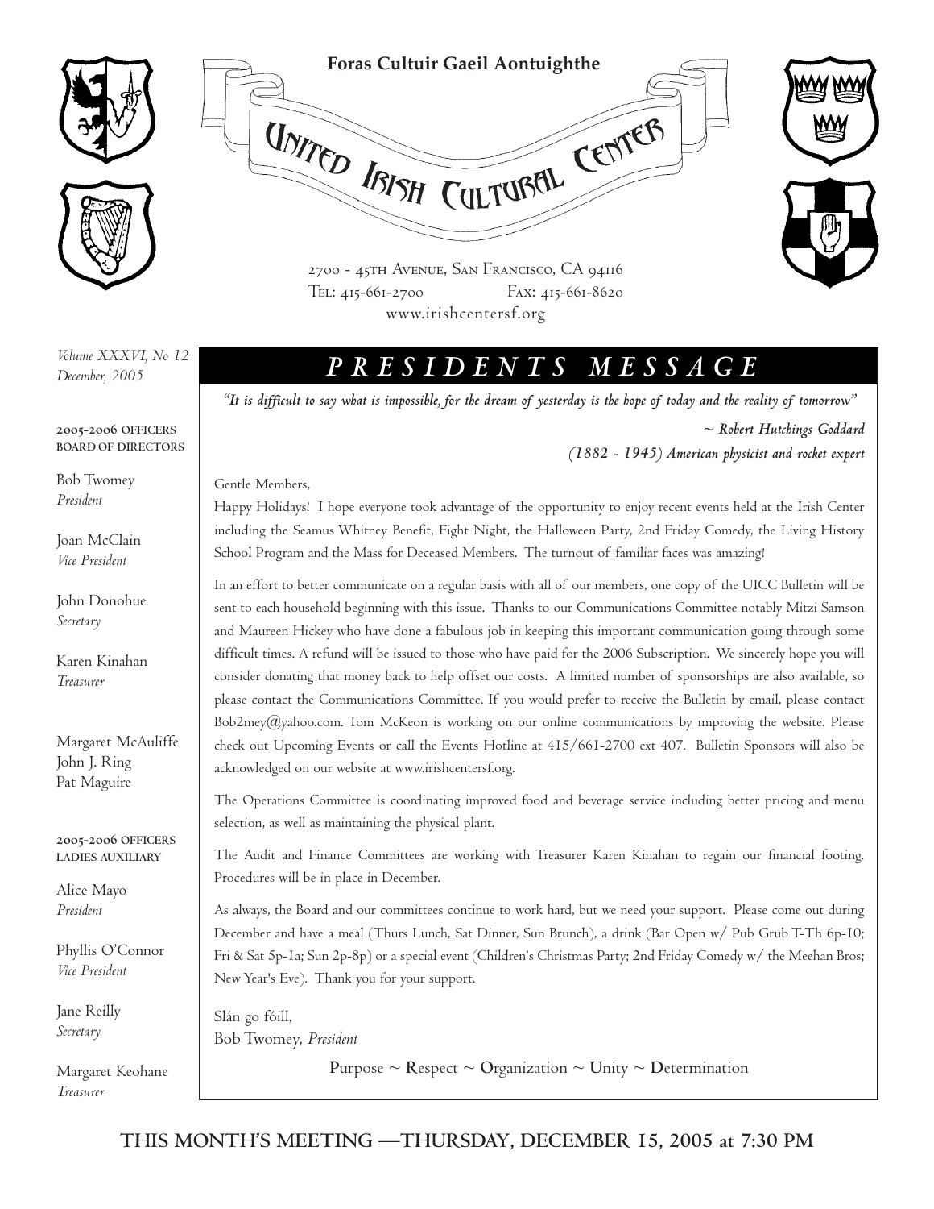**Foras Cultuir Gaeil Aontuighthe**

# United Irish Cultural Center

2700 - 45th Avenue, San Francisco, CA 94116
Tel: 415-661-2700 Fax: 415-661-8620
www.irishcentersf.org

*Volume XXXVI, No 12*
*December, 2005*

**2005-2006 OFFICERS BOARD OF DIRECTORS**

Bob Twomey
*President*

Joan McClain
*Vice President*

John Donohue
*Secretary*

Karen Kinahan
*Treasurer*

Margaret McAuliffe
John J. Ring
Pat Maguire

**2005-2006 OFFICERS LADIES AUXILIARY**

Alice Mayo
*President*

Phyllis O'Connor
*Vice President*

Jane Reilly
*Secretary*

Margaret Keohane
*Treasurer*

## *PRESIDENTS MESSAGE*

*"It is difficult to say what is impossible, for the dream of yesterday is the hope of today and the reality of tomorrow"*

*~ Robert Hutchings Goddard*
*(1882 - 1945) American physicist and rocket expert*

Gentle Members,

Happy Holidays! I hope everyone took advantage of the opportunity to enjoy recent events held at the Irish Center including the Seamus Whitney Benefit, Fight Night, the Halloween Party, 2nd Friday Comedy, the Living History School Program and the Mass for Deceased Members. The turnout of familiar faces was amazing!

In an effort to better communicate on a regular basis with all of our members, one copy of the UICC Bulletin will be sent to each household beginning with this issue. Thanks to our Communications Committee notably Mitzi Samson and Maureen Hickey who have done a fabulous job in keeping this important communication going through some difficult times. A refund will be issued to those who have paid for the 2006 Subscription. We sincerely hope you will consider donating that money back to help offset our costs. A limited number of sponsorships are also available, so please contact the Communications Committee. If you would prefer to receive the Bulletin by email, please contact Bob2mey@yahoo.com. Tom McKeon is working on our online communications by improving the website. Please check out Upcoming Events or call the Events Hotline at 415/661-2700 ext 407. Bulletin Sponsors will also be acknowledged on our website at www.irishcentersf.org.

The Operations Committee is coordinating improved food and beverage service including better pricing and menu selection, as well as maintaining the physical plant.

The Audit and Finance Committees are working with Treasurer Karen Kinahan to regain our financial footing. Procedures will be in place in December.

As always, the Board and our committees continue to work hard, but we need your support. Please come out during December and have a meal (Thurs Lunch, Sat Dinner, Sun Brunch), a drink (Bar Open w/ Pub Grub T-Th 6p-10; Fri & Sat 5p-1a; Sun 2p-8p) or a special event (Children's Christmas Party; 2nd Friday Comedy w/ the Meehan Bros; New Year's Eve). Thank you for your support.

Slán go fóill,
Bob Twomey, *President*

**P**urpose ~ **R**espect ~ **O**rganization ~ **U**nity ~ **D**etermination

**THIS MONTH'S MEETING —THURSDAY, DECEMBER 15, 2005 at 7:30 PM**